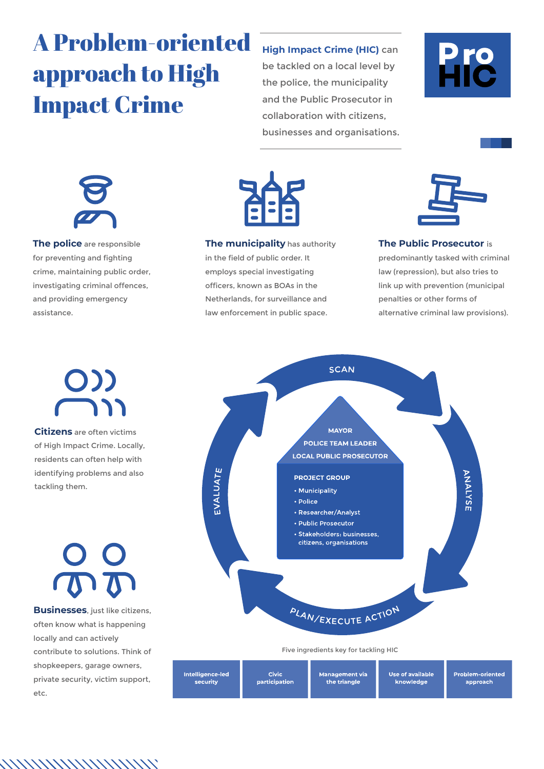# A Problem-oriented approach to High Impact Crime

**High Impact Crime (HIC)** can be tackled on a local level by the police, the municipality and the Public Prosecutor in collaboration with citizens, businesses and organisations.

ProHIC

**The police** are responsible for preventing and fighting crime, maintaining public order, investigating criminal offences, and providing emergency assistance.

**The municipality** has authority in the field of public order. It employs special investigating officers, known as BOAs in the Netherlands, for surveillance and law enforcement in public space.

**The Public Prosecutor** is predominantly tasked with criminal law (repression), but also tries to link up with prevention (municipal penalties or other forms of alternative criminal law provisions).

**Citizens** are often victims of High Impact Crime. Locally, residents can often help with identifying problems and also tackling them.

**Businesses**, just like citizens, often know what is happening locally and can actively contribute to solutions. Think of shopkeepers, garage owners, private security, victim support, etc.

SCAN → ANALYSE → PLAN/EXECUTE ACTION → EVALUATE

MAYOR
POLICE TEAM LEADER
LOCAL PUBLIC PROSECUTOR

PROJECT GROUP
- Municipality
- Police
- Researcher/Analyst
- Public Prosecutor
- Stakeholders: businesses, citizens, organisations

Five ingredients key for tackling HIC

| Intelligence-led security | Civic participation | Management via the triangle | Use of available knowledge | Problem-oriented approach |
|---|---|---|---|---|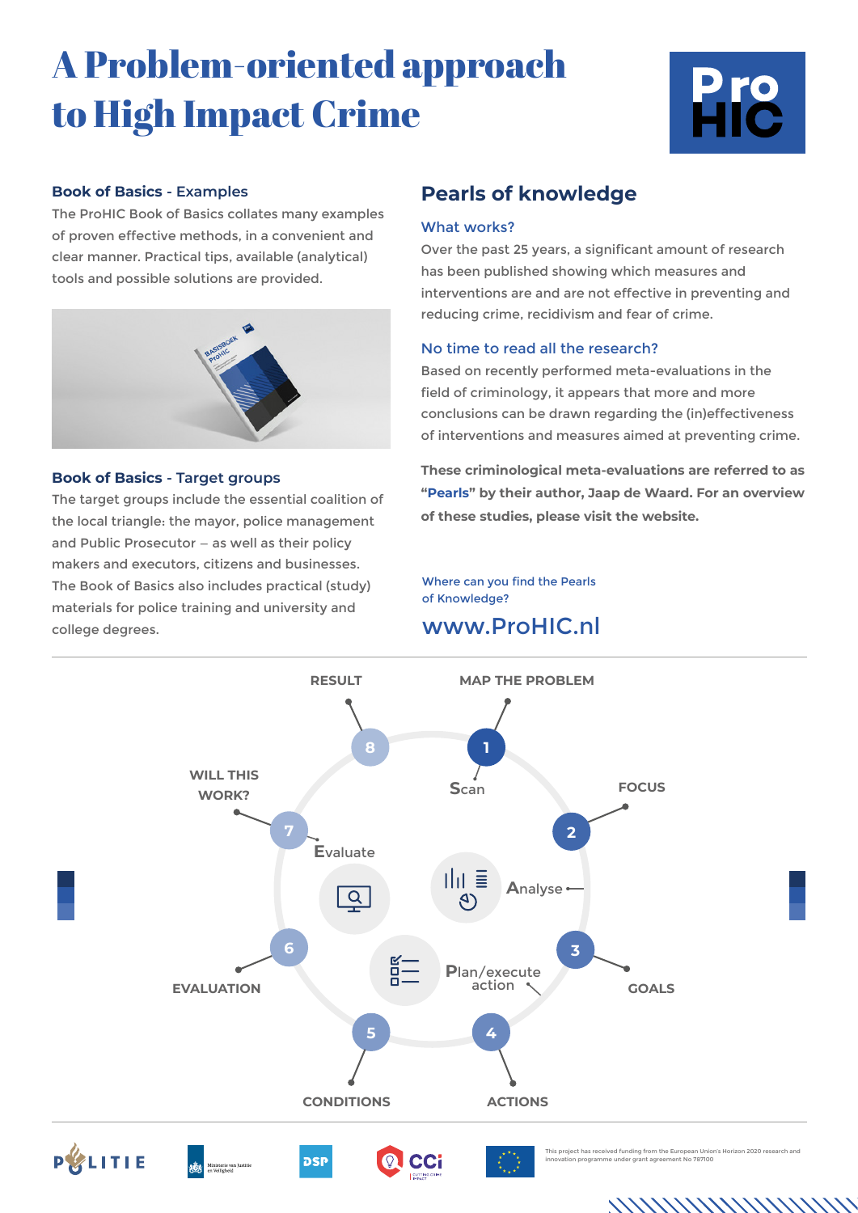# A Problem-oriented approach to High Impact Crime

## Book of Basics - Examples

The ProHIC Book of Basics collates many examples of proven effective methods, in a convenient and clear manner. Practical tips, available (analytical) tools and possible solutions are provided.

## Book of Basics - Target groups

The target groups include the essential coalition of the local triangle: the mayor, police management and Public Prosecutor – as well as their policy makers and executors, citizens and businesses. The Book of Basics also includes practical (study) materials for police training and university and college degrees.

## Pearls of knowledge

### What works?

Over the past 25 years, a significant amount of research has been published showing which measures and interventions are and are not effective in preventing and reducing crime, recidivism and fear of crime.

### No time to read all the research?

Based on recently performed meta-evaluations in the field of criminology, it appears that more and more conclusions can be drawn regarding the (in)effectiveness of interventions and measures aimed at preventing crime.

**These criminological meta-evaluations are referred to as "Pearls" by their author, Jaap de Waard. For an overview of these studies, please visit the website.**

Where scan you find the Pearls of Knowledge?

www.ProHIC.nl

1 MAP THE PROBLEM
2 FOCUS
3 GOALS
4 ACTIONS
5 CONDITIONS
6 EVALUATION
7 WILL THIS WORK?
8 RESULT

Scan
Analyse
Plan/execute action
Evaluate

This project has received funding from the European Union's Horizon 2020 research and innovation programme under grant agreement No 787100